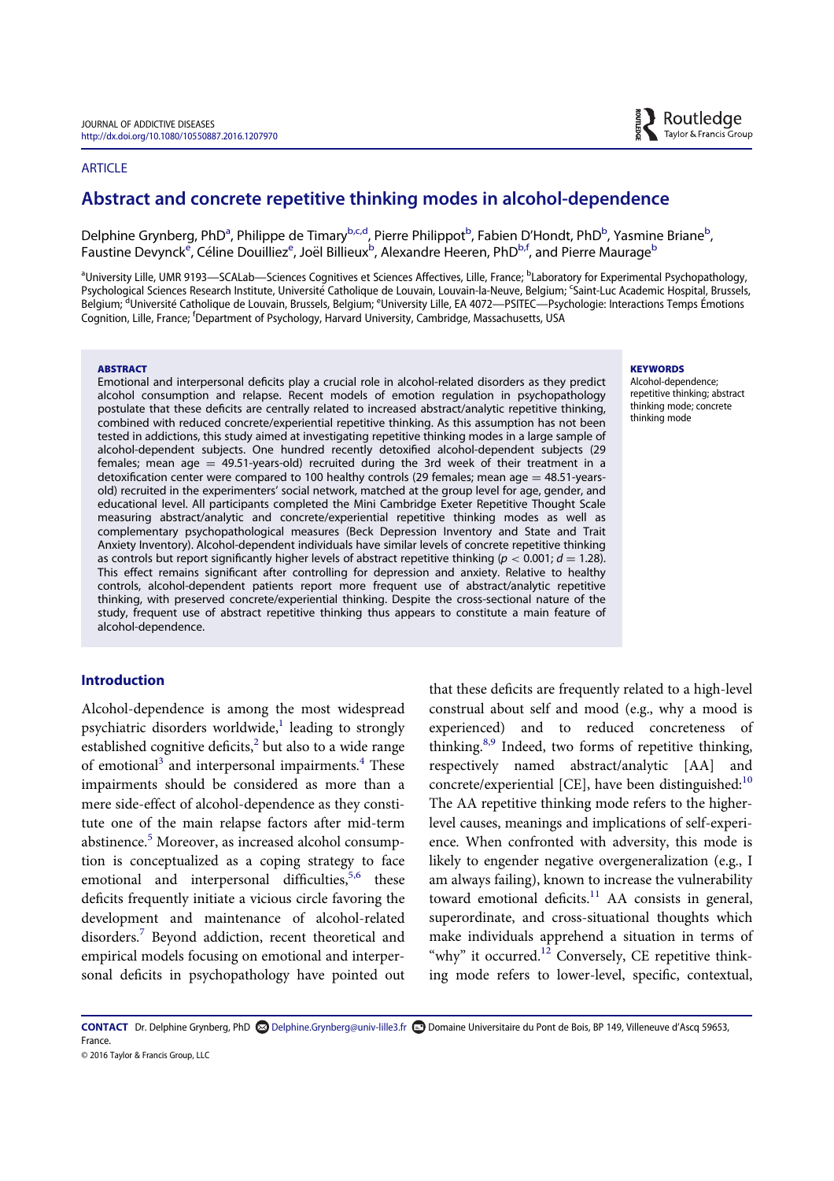ARTICLE

# Abstract and concrete repetitive thinking modes in alcohol-dependence

Delphine Grynberg, PhD[a], Philippe de Timary[b,c,d], Pierre Philippot[b], Fabien D'Hondt, PhD[b], Yasmine Briane[b], Faustine Devynck[e], Céline Douilliez[e], Joël Billieux[b], Alexandre Heeren, PhD[b,f], and Pierre Maurage[b]

[a]University Lille, UMR 9193—SCALab—Sciences Cognitives et Sciences Affectives, Lille, France; [b]Laboratory for Experimental Psychopathology, Psychological Sciences Research Institute, Université Catholique de Louvain, Louvain-la-Neuve, Belgium; [c]Saint-Luc Academic Hospital, Brussels, Belgium; [d]Université Catholique de Louvain, Brussels, Belgium; [e]University Lille, EA 4072—PSITEC—Psychologie: Interactions Temps Émotions Cognition, Lille, France; [f]Department of Psychology, Harvard University, Cambridge, Massachusetts, USA

## ABSTRACT

Emotional and interpersonal deficits play a crucial role in alcohol-related disorders as they predict alcohol consumption and relapse. Recent models of emotion regulation in psychopathology postulate that these deficits are centrally related to increased abstract/analytic repetitive thinking, combined with reduced concrete/experiential repetitive thinking. As this assumption has not been tested in addictions, this study aimed at investigating repetitive thinking modes in a large sample of alcohol-dependent subjects. One hundred recently detoxified alcohol-dependent subjects (29 females; mean age = 49.51-years-old) recruited during the 3rd week of their treatment in a detoxification center were compared to 100 healthy controls (29 females; mean age = 48.51-years-old) recruited in the experimenters' social network, matched at the group level for age, gender, and educational level. All participants completed the Mini Cambridge Exeter Repetitive Thought Scale measuring abstract/analytic and concrete/experiential repetitive thinking modes as well as complementary psychopathological measures (Beck Depression Inventory and State and Trait Anxiety Inventory). Alcohol-dependent individuals have similar levels of concrete repetitive thinking as controls but report significantly higher levels of abstract repetitive thinking ($p < 0.001$; $d = 1.28$). This effect remains significant after controlling for depression and anxiety. Relative to healthy controls, alcohol-dependent patients report more frequent use of abstract/analytic repetitive thinking, with preserved concrete/experiential thinking. Despite the cross-sectional nature of the study, frequent use of abstract repetitive thinking thus appears to constitute a main feature of alcohol-dependence.

**KEYWORDS**

Alcohol-dependence; repetitive thinking; abstract thinking mode; concrete thinking mode

## Introduction

Alcohol-dependence is among the most widespread psychiatric disorders worldwide,[1] leading to strongly established cognitive deficits,[2] but also to a wide range of emotional[3] and interpersonal impairments.[4] These impairments should be considered as more than a mere side-effect of alcohol-dependence as they constitute one of the main relapse factors after mid-term abstinence.[5] Moreover, as increased alcohol consumption is conceptualized as a coping strategy to face emotional and interpersonal difficulties,[5,6] these deficits frequently initiate a vicious circle favoring the development and maintenance of alcohol-related disorders.[7] Beyond addiction, recent theoretical and empirical models focusing on emotional and interpersonal deficits in psychopathology have pointed out that these deficits are frequently related to a high-level construal about self and mood (e.g., why a mood is experienced) and to reduced concreteness of thinking.[8,9] Indeed, two forms of repetitive thinking, respectively named abstract/analytic [AA] and concrete/experiential [CE], have been distinguished:[10] The AA repetitive thinking mode refers to the higher-level causes, meanings and implications of self-experience. When confronted with adversity, this mode is likely to engender negative overgeneralization (e.g., I am always failing), known to increase the vulnerability toward emotional deficits.[11] AA consists in general, superordinate, and cross-situational thoughts which make individuals apprehend a situation in terms of "why" it occurred.[12] Conversely, CE repetitive thinking mode refers to lower-level, specific, contextual,

**CONTACT** Dr. Delphine Grynberg, PhD Delphine.Grynberg@univ-lille3.fr Domaine Universitaire du Pont de Bois, BP 149, Villeneuve d'Ascq 59653, France.

© 2016 Taylor & Francis Group, LLC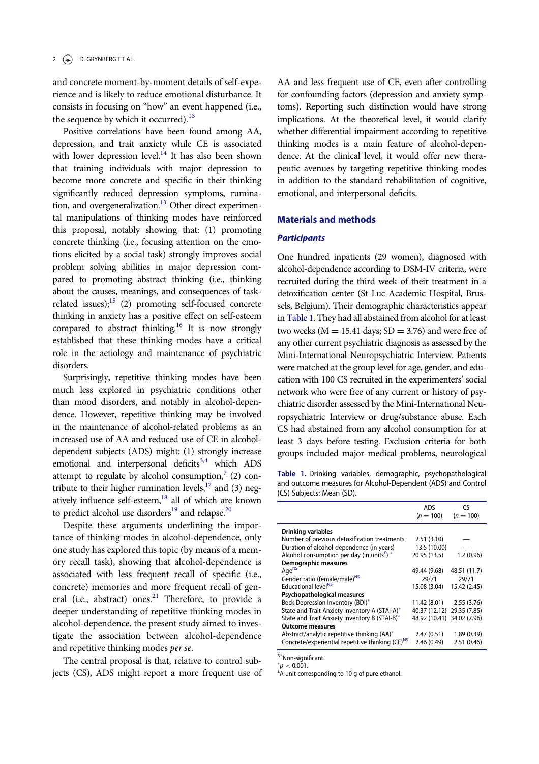and concrete moment-by-moment details of self-experience and is likely to reduce emotional disturbance. It consists in focusing on "how" an event happened (i.e., the sequence by which it occurred).[13]

Positive correlations have been found among AA, depression, and trait anxiety while CE is associated with lower depression level.[14] It has also been shown that training individuals with major depression to become more concrete and specific in their thinking significantly reduced depression symptoms, rumination, and overgeneralization.[13] Other direct experimental manipulations of thinking modes have reinforced this proposal, notably showing that: (1) promoting concrete thinking (i.e., focusing attention on the emotions elicited by a social task) strongly improves social problem solving abilities in major depression compared to promoting abstract thinking (i.e., thinking about the causes, meanings, and consequences of task-related issues);[15] (2) promoting self-focused concrete thinking in anxiety has a positive effect on self-esteem compared to abstract thinking.[16] It is now strongly established that these thinking modes have a critical role in the aetiology and maintenance of psychiatric disorders.

Surprisingly, repetitive thinking modes have been much less explored in psychiatric conditions other than mood disorders, and notably in alcohol-dependence. However, repetitive thinking may be involved in the maintenance of alcohol-related problems as an increased use of AA and reduced use of CE in alcohol-dependent subjects (ADS) might: (1) strongly increase emotional and interpersonal deficits[3,4] which ADS attempt to regulate by alcohol consumption,[7] (2) contribute to their higher rumination levels,[17] and (3) negatively influence self-esteem,[18] all of which are known to predict alcohol use disorders[19] and relapse.[20]

Despite these arguments underlining the importance of thinking modes in alcohol-dependence, only one study has explored this topic (by means of a memory recall task), showing that alcohol-dependence is associated with less frequent recall of specific (i.e., concrete) memories and more frequent recall of general (i.e., abstract) ones.[21] Therefore, to provide a deeper understanding of repetitive thinking modes in alcohol-dependence, the present study aimed to investigate the association between alcohol-dependence and repetitive thinking modes *per se*.

The central proposal is that, relative to control subjects (CS), ADS might report a more frequent use of AA and less frequent use of CE, even after controlling for confounding factors (depression and anxiety symptoms). Reporting such distinction would have strong implications. At the theoretical level, it would clarify whether differential impairment according to repetitive thinking modes is a main feature of alcohol-dependence. At the clinical level, it would offer new therapeutic avenues by targeting repetitive thinking modes in addition to the standard rehabilitation of cognitive, emotional, and interpersonal deficits.

## Materials and methods

### Participants

One hundred inpatients (29 women), diagnosed with alcohol-dependence according to DSM-IV criteria, were recruited during the third week of their treatment in a detoxification center (St Luc Academic Hospital, Brussels, Belgium). Their demographic characteristics appear in Table 1. They had all abstained from alcohol for at least two weeks (M = 15.41 days; SD = 3.76) and were free of any other current psychiatric diagnosis as assessed by the Mini-International Neuropsychiatric Interview. Patients were matched at the group level for age, gender, and education with 100 CS recruited in the experimenters' social network who were free of any current or history of psychiatric disorder assessed by the Mini-International Neuropsychiatric Interview or drug/substance abuse. Each CS had abstained from any alcohol consumption for at least 3 days before testing. Exclusion criteria for both groups included major medical problems, neurological

**Table 1.** Drinking variables, demographic, psychopathological and outcome measures for Alcohol-Dependent (ADS) and Control (CS) Subjects: Mean (SD).

| | ADS ($n$ = 100) | CS ($n$ = 100) |
|---|---|---|
| **Drinking variables** | | |
| Number of previous detoxification treatments | 2.51 (3.10) | — |
| Duration of alcohol-dependence (in years) | 13.5 (10.00) | — |
| Alcohol consumption per day (in units[£]) * | 20.95 (13.5) | 1.2 (0.96) |
| **Demographic measures** | | |
| Age[NS] | 49.44 (9.68) | 48.51 (11.7) |
| Gender ratio (female/male)[NS] | 29/71 | 29/71 |
| Educational level[NS] | 15.08 (3.04) | 15.42 (2.45) |
| **Psychopathological measures** | | |
| Beck Depression Inventory (BDI)* | 11.42 (8.01) | 2.55 (3.76) |
| State and Trait Anxiety Inventory A (STAI-A)* | 40.37 (12.12) | 29.35 (7.85) |
| State and Trait Anxiety Inventory B (STAI-B)* | 48.92 (10.41) | 34.02 (7.96) |
| **Outcome measures** | | |
| Abstract/analytic repetitive thinking (AA)* | 2.47 (0.51) | 1.89 (0.39) |
| Concrete/experiential repetitive thinking (CE)[NS] | 2.46 (0.49) | 2.51 (0.46) |

[NS]Non-significant.
*$p < 0.001$.
[£]A unit corresponding to 10 g of pure ethanol.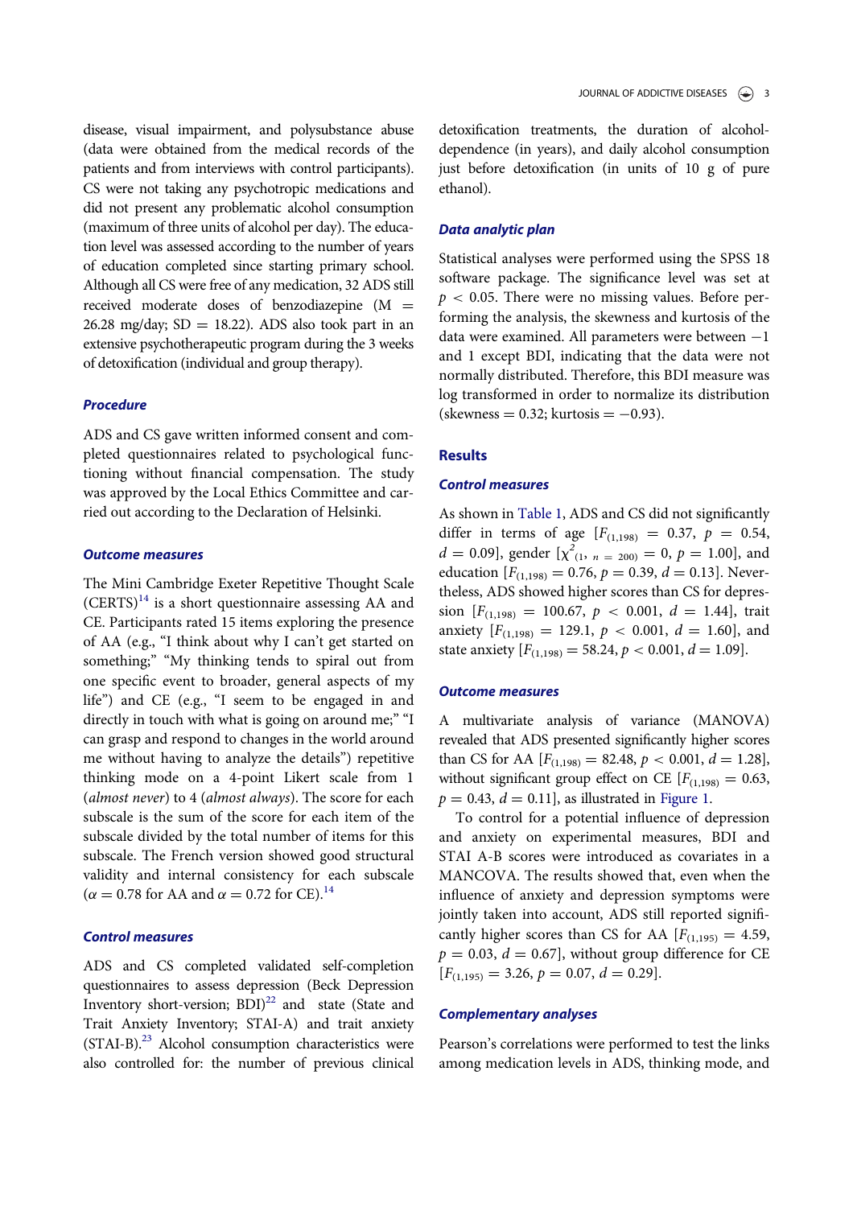disease, visual impairment, and polysubstance abuse (data were obtained from the medical records of the patients and from interviews with control participants). CS were not taking any psychotropic medications and did not present any problematic alcohol consumption (maximum of three units of alcohol per day). The education level was assessed according to the number of years of education completed since starting primary school. Although all CS were free of any medication, 32 ADS still received moderate doses of benzodiazepine (M = 26.28 mg/day; SD = 18.22). ADS also took part in an extensive psychotherapeutic program during the 3 weeks of detoxification (individual and group therapy).

### Procedure

ADS and CS gave written informed consent and completed questionnaires related to psychological functioning without financial compensation. The study was approved by the Local Ethics Committee and carried out according to the Declaration of Helsinki.

### Outcome measures

The Mini Cambridge Exeter Repetitive Thought Scale (CERTS)[14] is a short questionnaire assessing AA and CE. Participants rated 15 items exploring the presence of AA (e.g., "I think about why I can't get started on something;" "My thinking tends to spiral out from one specific event to broader, general aspects of my life") and CE (e.g., "I seem to be engaged in and directly in touch with what is going on around me;" "I can grasp and respond to changes in the world around me without having to analyze the details") repetitive thinking mode on a 4-point Likert scale from 1 (*almost never*) to 4 (*almost always*). The score for each subscale is the sum of the score for each item of the subscale divided by the total number of items for this subscale. The French version showed good structural validity and internal consistency for each subscale ($\alpha = 0.78$ for AA and $\alpha = 0.72$ for CE).[14]

### Control measures

ADS and CS completed validated self-completion questionnaires to assess depression (Beck Depression Inventory short-version; BDI)[22] and state (State and Trait Anxiety Inventory; STAI-A) and trait anxiety (STAI-B).[23] Alcohol consumption characteristics were also controlled for: the number of previous clinical detoxification treatments, the duration of alcohol-dependence (in years), and daily alcohol consumption just before detoxification (in units of 10 g of pure ethanol).

### Data analytic plan

Statistical analyses were performed using the SPSS 18 software package. The significance level was set at $p < 0.05$. There were no missing values. Before performing the analysis, the skewness and kurtosis of the data were examined. All parameters were between −1 and 1 except BDI, indicating that the data were not normally distributed. Therefore, this BDI measure was log transformed in order to normalize its distribution (skewness = 0.32; kurtosis = −0.93).

## Results

### Control measures

As shown in Table 1, ADS and CS did not significantly differ in terms of age [$F_{(1,198)} = 0.37$, $p = 0.54$, $d = 0.09$], gender [$\chi^2_{(1,\ n\ =\ 200)} = 0$, $p = 1.00$], and education [$F_{(1,198)} = 0.76$, $p = 0.39$, $d = 0.13$]. Nevertheless, ADS showed higher scores than CS for depression [$F_{(1,198)} = 100.67$, $p < 0.001$, $d = 1.44$], trait anxiety [$F_{(1,198)} = 129.1$, $p < 0.001$, $d = 1.60$], and state anxiety [$F_{(1,198)} = 58.24$, $p < 0.001$, $d = 1.09$].

### Outcome measures

A multivariate analysis of variance (MANOVA) revealed that ADS presented significantly higher scores than CS for AA [$F_{(1,198)} = 82.48$, $p < 0.001$, $d = 1.28$], without significant group effect on CE [$F_{(1,198)} = 0.63$, $p = 0.43$, $d = 0.11$], as illustrated in Figure 1.

To control for a potential influence of depression and anxiety on experimental measures, BDI and STAI A-B scores were introduced as covariates in a MANCOVA. The results showed that, even when the influence of anxiety and depression symptoms were jointly taken into account, ADS still reported significantly higher scores than CS for AA [$F_{(1,195)} = 4.59$, $p = 0.03$, $d = 0.67$], without group difference for CE [$F_{(1,195)} = 3.26$, $p = 0.07$, $d = 0.29$].

### Complementary analyses

Pearson's correlations were performed to test the links among medication levels in ADS, thinking mode, and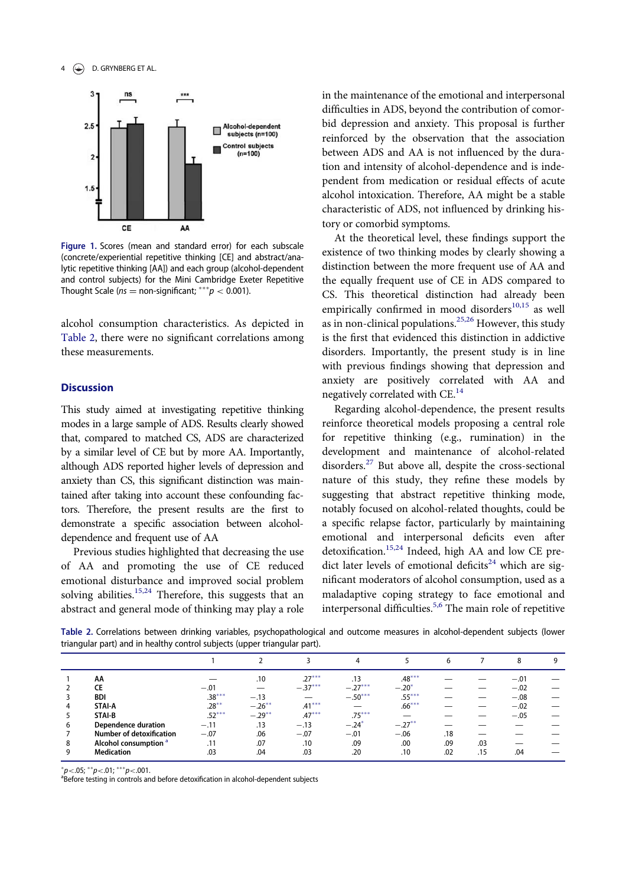Figure 1. Scores (mean and standard error) for each subscale (concrete/experiential repetitive thinking [CE] and abstract/analytic repetitive thinking [AA]) and each group (alcohol-dependent and control subjects) for the Mini Cambridge Exeter Repetitive Thought Scale (*ns* = non-significant; $^{***}p < 0.001$).

alcohol consumption characteristics. As depicted in Table 2, there were no significant correlations among these measurements.

## Discussion

This study aimed at investigating repetitive thinking modes in a large sample of ADS. Results clearly showed that, compared to matched CS, ADS are characterized by a similar level of CE but by more AA. Importantly, although ADS reported higher levels of depression and anxiety than CS, this significant distinction was maintained after taking into account these confounding factors. Therefore, the present results are the first to demonstrate a specific association between alcohol-dependence and frequent use of AA

Previous studies highlighted that decreasing the use of AA and promoting the use of CE reduced emotional disturbance and improved social problem solving abilities.[15,24] Therefore, this suggests that an abstract and general mode of thinking may play a role in the maintenance of the emotional and interpersonal difficulties in ADS, beyond the contribution of comorbid depression and anxiety. This proposal is further reinforced by the observation that the association between ADS and AA is not influenced by the duration and intensity of alcohol-dependence and is independent from medication or residual effects of acute alcohol intoxication. Therefore, AA might be a stable characteristic of ADS, not influenced by drinking history or comorbid symptoms.

At the theoretical level, these findings support the existence of two thinking modes by clearly showing a distinction between the more frequent use of AA and the equally frequent use of CE in ADS compared to CS. This theoretical distinction had already been empirically confirmed in mood disorders[10,15] as well as in non-clinical populations.[25,26] However, this study is the first that evidenced this distinction in addictive disorders. Importantly, the present study is in line with previous findings showing that depression and anxiety are positively correlated with AA and negatively correlated with CE.[14]

Regarding alcohol-dependence, the present results reinforce theoretical models proposing a central role for repetitive thinking (e.g., rumination) in the development and maintenance of alcohol-related disorders.[27] But above all, despite the cross-sectional nature of this study, they refine these models by suggesting that abstract repetitive thinking mode, notably focused on alcohol-related thoughts, could be a specific relapse factor, particularly by maintaining emotional and interpersonal deficits even after detoxification.[15,24] Indeed, high AA and low CE predict later levels of emotional deficits[24] which are significant moderators of alcohol consumption, used as a maladaptive coping strategy to face emotional and interpersonal difficulties.[5,6] The main role of repetitive

**Table 2.** Correlations between drinking variables, psychopathological and outcome measures in alcohol-dependent subjects (lower triangular part) and in healthy control subjects (upper triangular part).

| | | 1 | 2 | 3 | 4 | 5 | 6 | 7 | 8 | 9 |
|---|---|---|---|---|---|---|---|---|---|---|
| 1 | AA | — | .10 | .27*** | .13 | .48*** | — | — | −.01 | — |
| 2 | CE | −.01 | — | −.37*** | −.27*** | −.20* | — | — | −.02 | — |
| 3 | BDI | .38*** | −.13 | — | −.50*** | .55*** | — | — | −.08 | — |
| 4 | STAI-A | .28** | −.26** | .41*** | — | .66*** | — | — | −.02 | — |
| 5 | STAI-B | .52*** | −.29** | .47*** | .75*** | — | — | — | −.05 | — |
| 6 | Dependence duration | −.11 | .13 | −.13 | −.24* | −.27** | — | — | — | — |
| 7 | Number of detoxification | −.07 | .06 | −.07 | −.01 | −.06 | .18 | — | — | — |
| 8 | Alcohol consumption [a] | .11 | .07 | .10 | .09 | .00 | .09 | .03 | — | — |
| 9 | Medication | .03 | .04 | .03 | .20 | .10 | .02 | .15 | .04 | — |

$^{*}p<.05$; $^{**}p<.01$; $^{***}p<.001$.
[a]Before testing in controls and before detoxification in alcohol-dependent subjects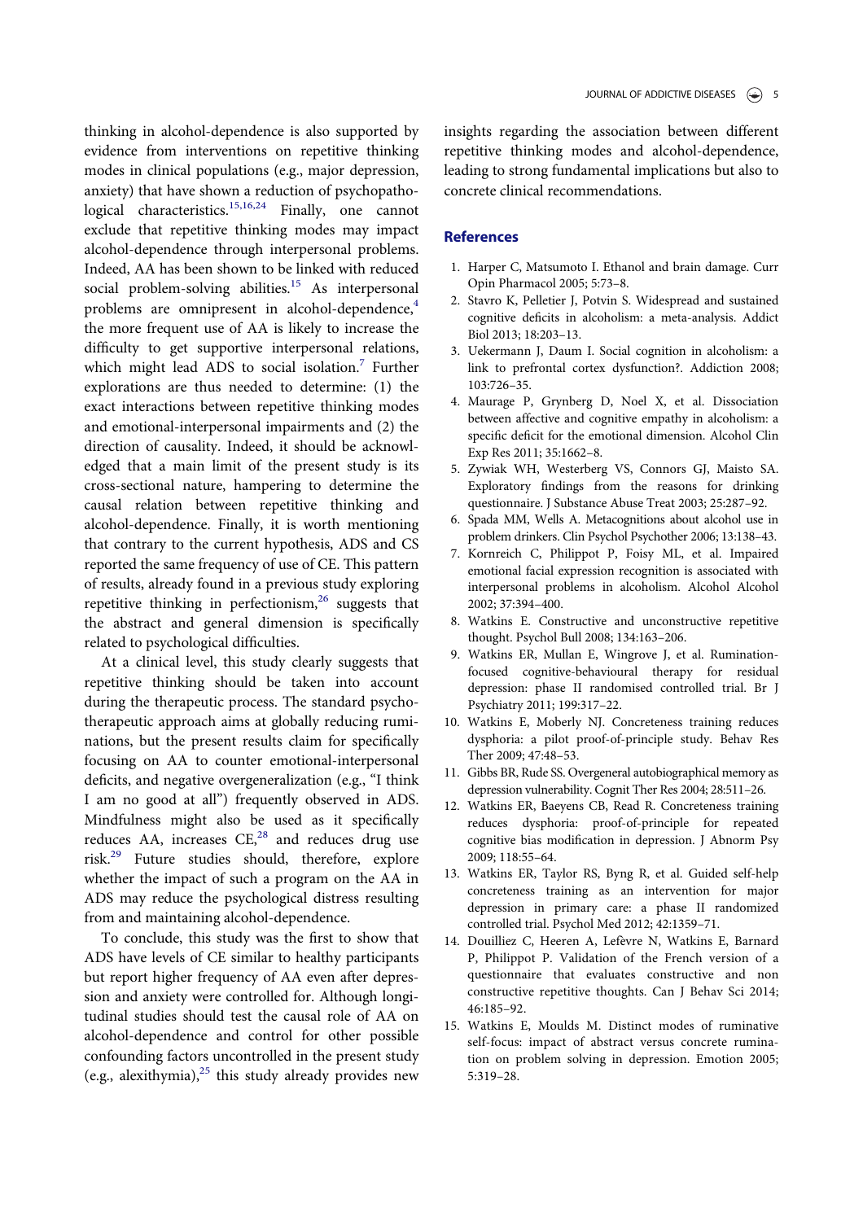thinking in alcohol-dependence is also supported by evidence from interventions on repetitive thinking modes in clinical populations (e.g., major depression, anxiety) that have shown a reduction of psychopathological characteristics.[15,16,24] Finally, one cannot exclude that repetitive thinking modes may impact alcohol-dependence through interpersonal problems. Indeed, AA has been shown to be linked with reduced social problem-solving abilities.[15] As interpersonal problems are omnipresent in alcohol-dependence,[4] the more frequent use of AA is likely to increase the difficulty to get supportive interpersonal relations, which might lead ADS to social isolation.[7] Further explorations are thus needed to determine: (1) the exact interactions between repetitive thinking modes and emotional-interpersonal impairments and (2) the direction of causality. Indeed, it should be acknowledged that a main limit of the present study is its cross-sectional nature, hampering to determine the causal relation between repetitive thinking and alcohol-dependence. Finally, it is worth mentioning that contrary to the current hypothesis, ADS and CS reported the same frequency of use of CE. This pattern of results, already found in a previous study exploring repetitive thinking in perfectionism,[26] suggests that the abstract and general dimension is specifically related to psychological difficulties.

At a clinical level, this study clearly suggests that repetitive thinking should be taken into account during the therapeutic process. The standard psychotherapeutic approach aims at globally reducing ruminations, but the present results claim for specifically focusing on AA to counter emotional-interpersonal deficits, and negative overgeneralization (e.g., "I think I am no good at all") frequently observed in ADS. Mindfulness might also be used as it specifically reduces AA, increases CE,[28] and reduces drug use risk.[29] Future studies should, therefore, explore whether the impact of such a program on the AA in ADS may reduce the psychological distress resulting from and maintaining alcohol-dependence.

To conclude, this study was the first to show that ADS have levels of CE similar to healthy participants but report higher frequency of AA even after depression and anxiety were controlled for. Although longitudinal studies should test the causal role of AA on alcohol-dependence and control for other possible confounding factors uncontrolled in the present study (e.g., alexithymia),[25] this study already provides new insights regarding the association between different repetitive thinking modes and alcohol-dependence, leading to strong fundamental implications but also to concrete clinical recommendations.

## References

1. Harper C, Matsumoto I. Ethanol and brain damage. Curr Opin Pharmacol 2005; 5:73–8.
2. Stavro K, Pelletier J, Potvin S. Widespread and sustained cognitive deficits in alcoholism: a meta-analysis. Addict Biol 2013; 18:203–13.
3. Uekermann J, Daum I. Social cognition in alcoholism: a link to prefrontal cortex dysfunction?. Addiction 2008; 103:726–35.
4. Maurage P, Grynberg D, Noel X, et al. Dissociation between affective and cognitive empathy in alcoholism: a specific deficit for the emotional dimension. Alcohol Clin Exp Res 2011; 35:1662–8.
5. Zywiak WH, Westerberg VS, Connors GJ, Maisto SA. Exploratory findings from the reasons for drinking questionnaire. J Substance Abuse Treat 2003; 25:287–92.
6. Spada MM, Wells A. Metacognitions about alcohol use in problem drinkers. Clin Psychol Psychother 2006; 13:138–43.
7. Kornreich C, Philippot P, Foisy ML, et al. Impaired emotional facial expression recognition is associated with interpersonal problems in alcoholism. Alcohol Alcohol 2002; 37:394–400.
8. Watkins E. Constructive and unconstructive repetitive thought. Psychol Bull 2008; 134:163–206.
9. Watkins ER, Mullan E, Wingrove J, et al. Rumination-focused cognitive-behavioural therapy for residual depression: phase II randomised controlled trial. Br J Psychiatry 2011; 199:317–22.
10. Watkins E, Moberly NJ. Concreteness training reduces dysphoria: a pilot proof-of-principle study. Behav Res Ther 2009; 47:48–53.
11. Gibbs BR, Rude SS. Overgeneral autobiographical memory as depression vulnerability. Cognit Ther Res 2004; 28:511–26.
12. Watkins ER, Baeyens CB, Read R. Concreteness training reduces dysphoria: proof-of-principle for repeated cognitive bias modification in depression. J Abnorm Psy 2009; 118:55–64.
13. Watkins ER, Taylor RS, Byng R, et al. Guided self-help concreteness training as an intervention for major depression in primary care: a phase II randomized controlled trial. Psychol Med 2012; 42:1359–71.
14. Douilliez C, Heeren A, Lefèvre N, Watkins E, Barnard P, Philippot P. Validation of the French version of a questionnaire that evaluates constructive and non constructive repetitive thoughts. Can J Behav Sci 2014; 46:185–92.
15. Watkins E, Moulds M. Distinct modes of ruminative self-focus: impact of abstract versus concrete rumination on problem solving in depression. Emotion 2005; 5:319–28.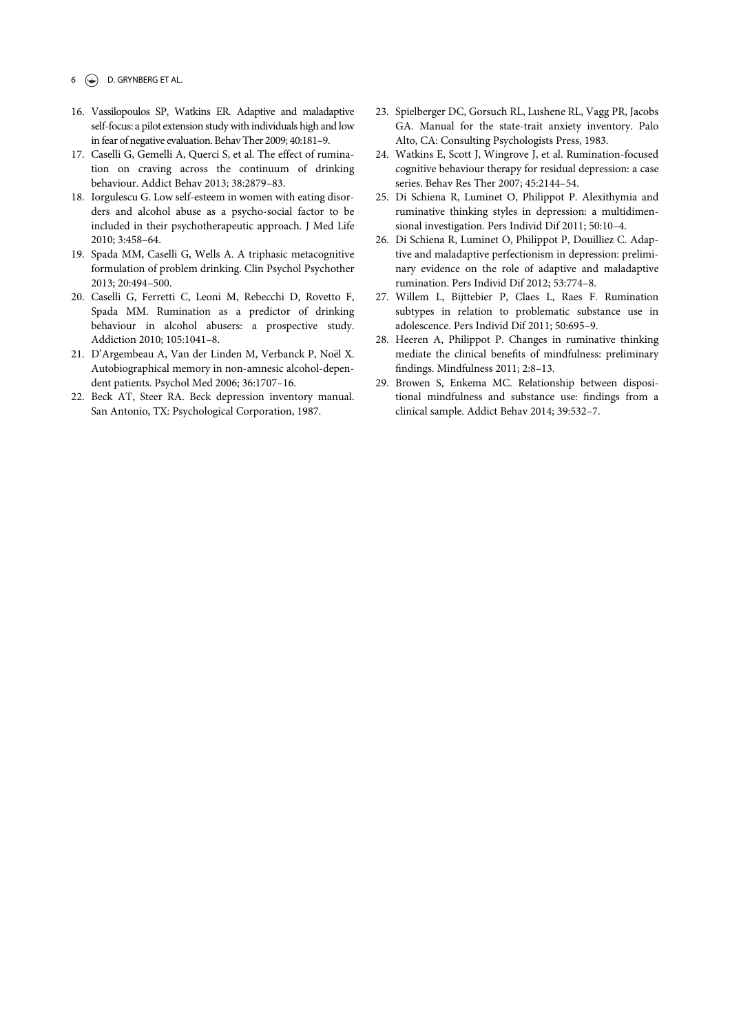16. Vassilopoulos SP, Watkins ER. Adaptive and maladaptive self-focus: a pilot extension study with individuals high and low in fear of negative evaluation. Behav Ther 2009; 40:181–9.
17. Caselli G, Gemelli A, Querci S, et al. The effect of rumination on craving across the continuum of drinking behaviour. Addict Behav 2013; 38:2879–83.
18. Iorgulescu G. Low self-esteem in women with eating disorders and alcohol abuse as a psycho-social factor to be included in their psychotherapeutic approach. J Med Life 2010; 3:458–64.
19. Spada MM, Caselli G, Wells A. A triphasic metacognitive formulation of problem drinking. Clin Psychol Psychother 2013; 20:494–500.
20. Caselli G, Ferretti C, Leoni M, Rebecchi D, Rovetto F, Spada MM. Rumination as a predictor of drinking behaviour in alcohol abusers: a prospective study. Addiction 2010; 105:1041–8.
21. D'Argembeau A, Van der Linden M, Verbanck P, Noël X. Autobiographical memory in non-amnesic alcohol-dependent patients. Psychol Med 2006; 36:1707–16.
22. Beck AT, Steer RA. Beck depression inventory manual. San Antonio, TX: Psychological Corporation, 1987.
23. Spielberger DC, Gorsuch RL, Lushene RL, Vagg PR, Jacobs GA. Manual for the state-trait anxiety inventory. Palo Alto, CA: Consulting Psychologists Press, 1983.
24. Watkins E, Scott J, Wingrove J, et al. Rumination-focused cognitive behaviour therapy for residual depression: a case series. Behav Res Ther 2007; 45:2144–54.
25. Di Schiena R, Luminet O, Philippot P. Alexithymia and ruminative thinking styles in depression: a multidimensional investigation. Pers Individ Dif 2011; 50:10–4.
26. Di Schiena R, Luminet O, Philippot P, Douilliez C. Adaptive and maladaptive perfectionism in depression: preliminary evidence on the role of adaptive and maladaptive rumination. Pers Individ Dif 2012; 53:774–8.
27. Willem L, Bijttebier P, Claes L, Raes F. Rumination subtypes in relation to problematic substance use in adolescence. Pers Individ Dif 2011; 50:695–9.
28. Heeren A, Philippot P. Changes in ruminative thinking mediate the clinical benefits of mindfulness: preliminary findings. Mindfulness 2011; 2:8–13.
29. Browen S, Enkema MC. Relationship between dispositional mindfulness and substance use: findings from a clinical sample. Addict Behav 2014; 39:532–7.